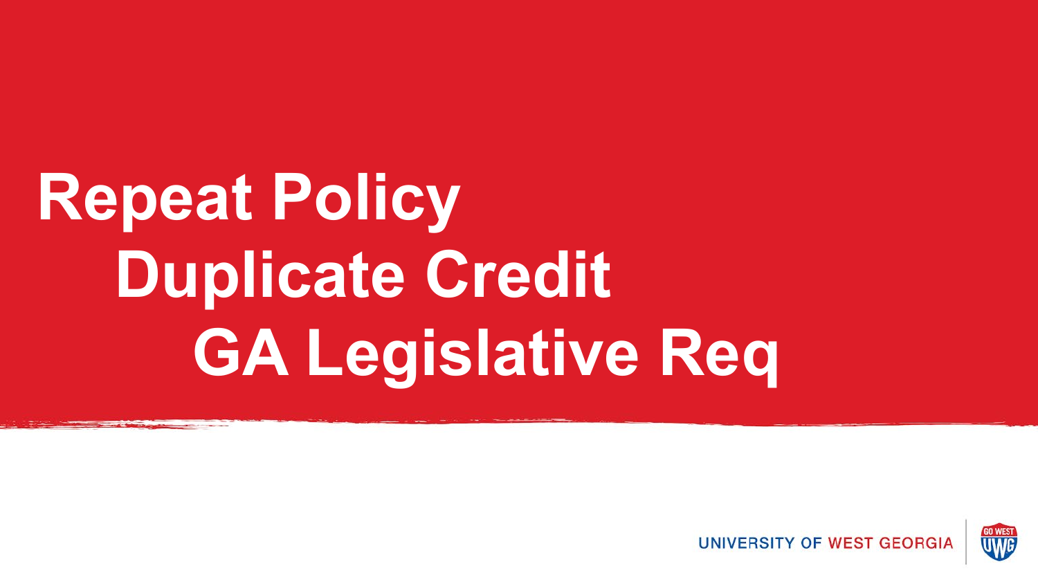# Repeat Policy

## Duplicate Credit

## GA Legislative Req

UNIVERSITY OF WEST GEORGIA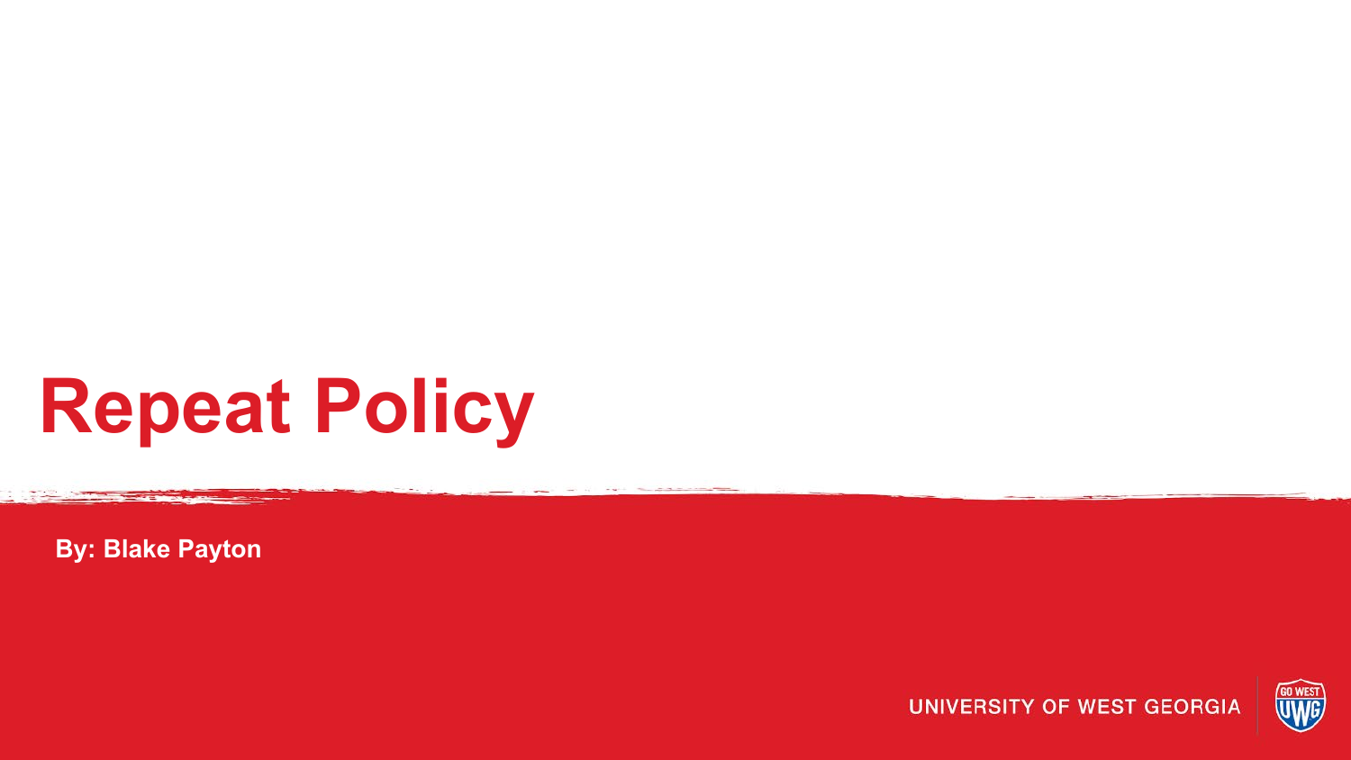# Repeat Policy

**By: Blake Payton**

UNIVERSITY OF WEST GEORGIA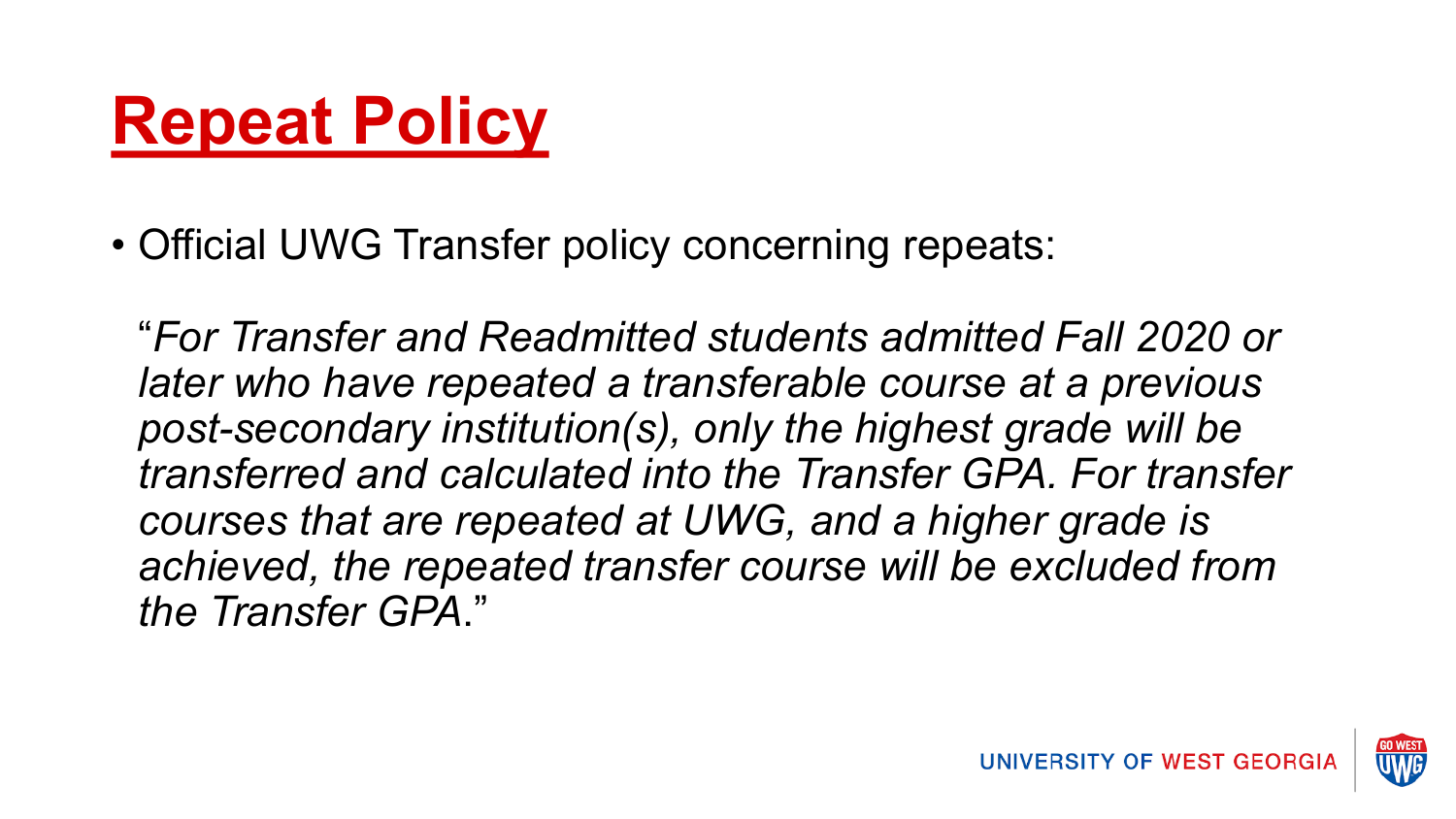# Repeat Policy

- Official UWG Transfer policy concerning repeats:

  "*For Transfer and Readmitted students admitted Fall 2020 or later who have repeated a transferable course at a previous post-secondary institution(s), only the highest grade will be transferred and calculated into the Transfer GPA. For transfer courses that are repeated at UWG, and a higher grade is achieved, the repeated transfer course will be excluded from the Transfer GPA*."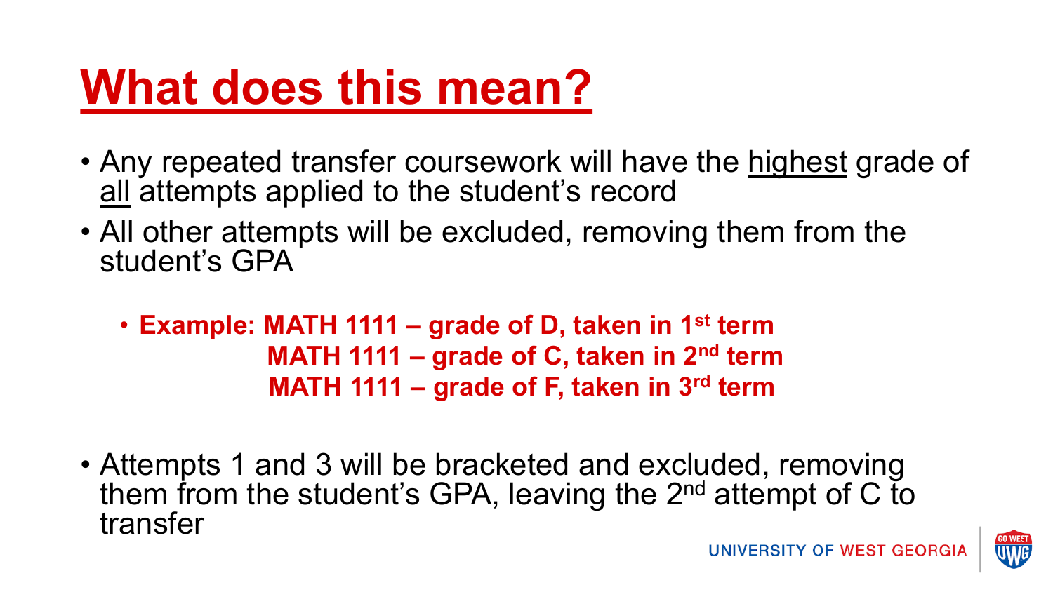# What does this mean?

- Any repeated transfer coursework will have the highest grade of all attempts applied to the student's record
- All other attempts will be excluded, removing them from the student's GPA
  - **Example: MATH 1111 – grade of D, taken in 1st term**
    **MATH 1111 – grade of C, taken in 2nd term**
    **MATH 1111 – grade of F, taken in 3rd term**
- Attempts 1 and 3 will be bracketed and excluded, removing them from the student's GPA, leaving the 2nd attempt of C to transfer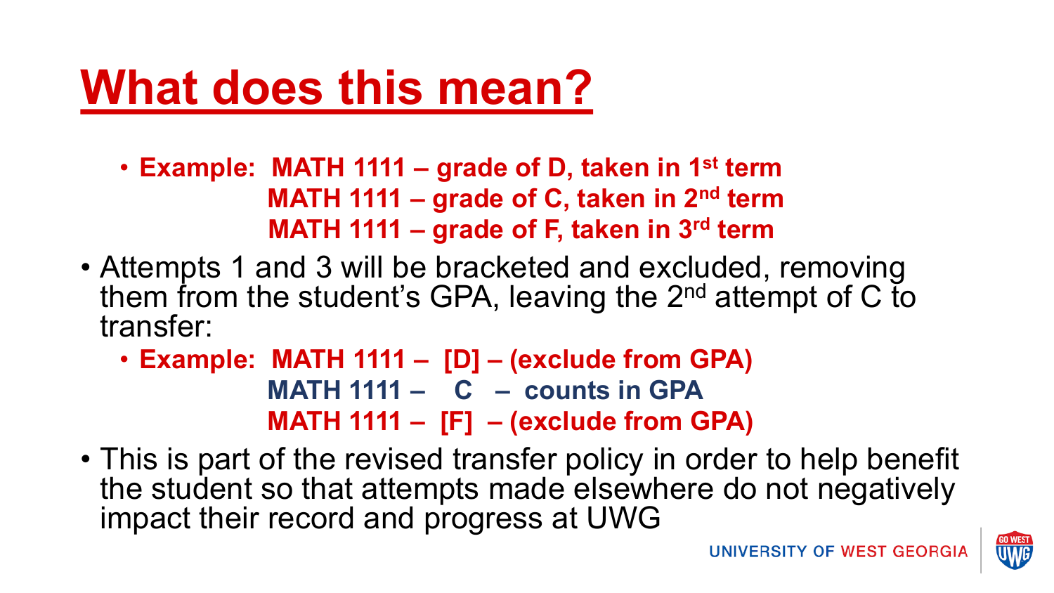# What does this mean?

- **Example: MATH 1111 – grade of D, taken in 1st term**
  **MATH 1111 – grade of C, taken in 2nd term**
  **MATH 1111 – grade of F, taken in 3rd term**
- Attempts 1 and 3 will be bracketed and excluded, removing them from the student's GPA, leaving the 2nd attempt of C to transfer:
  - **Example: MATH 1111 – [D] – (exclude from GPA)**
    **MATH 1111 – C – counts in GPA**
    **MATH 1111 – [F] – (exclude from GPA)**
- This is part of the revised transfer policy in order to help benefit the student so that attempts made elsewhere do not negatively impact their record and progress at UWG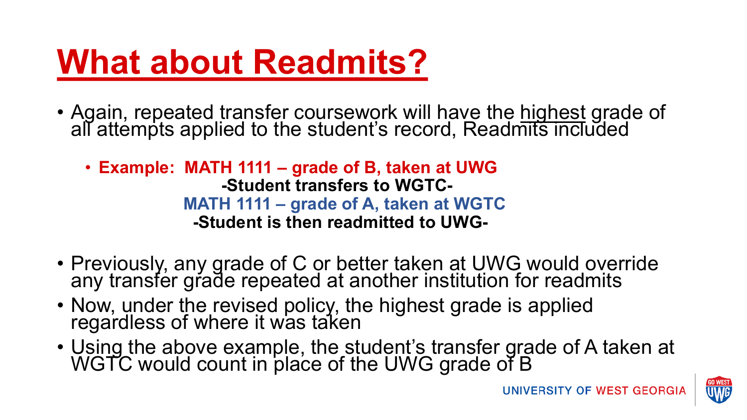# What about Readmits?

- Again, repeated transfer coursework will have the highest grade of all attempts applied to the student's record, Readmits included
  - **Example: MATH 1111 – grade of B, taken at UWG**

    **-Student transfers to WGTC-**

    **MATH 1111 – grade of A, taken at WGTC**

    **-Student is then readmitted to UWG-**

- Previously, any grade of C or better taken at UWG would override any transfer grade repeated at another institution for readmits
- Now, under the revised policy, the highest grade is applied regardless of where it was taken
- Using the above example, the student's transfer grade of A taken at WGTC would count in place of the UWG grade of B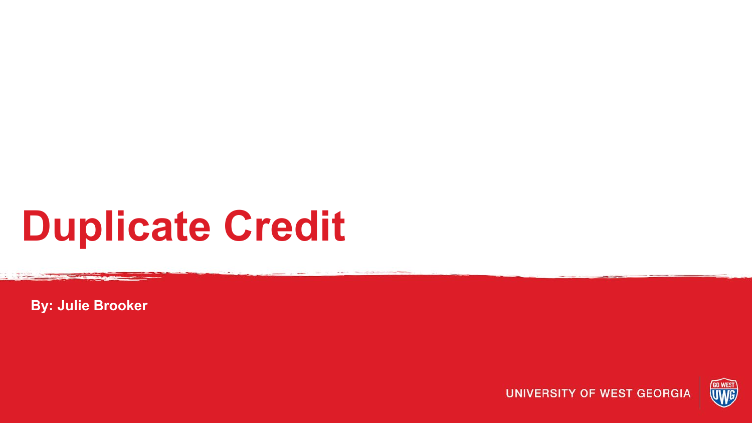# Duplicate Credit

By: Julie Brooker

UNIVERSITY OF WEST GEORGIA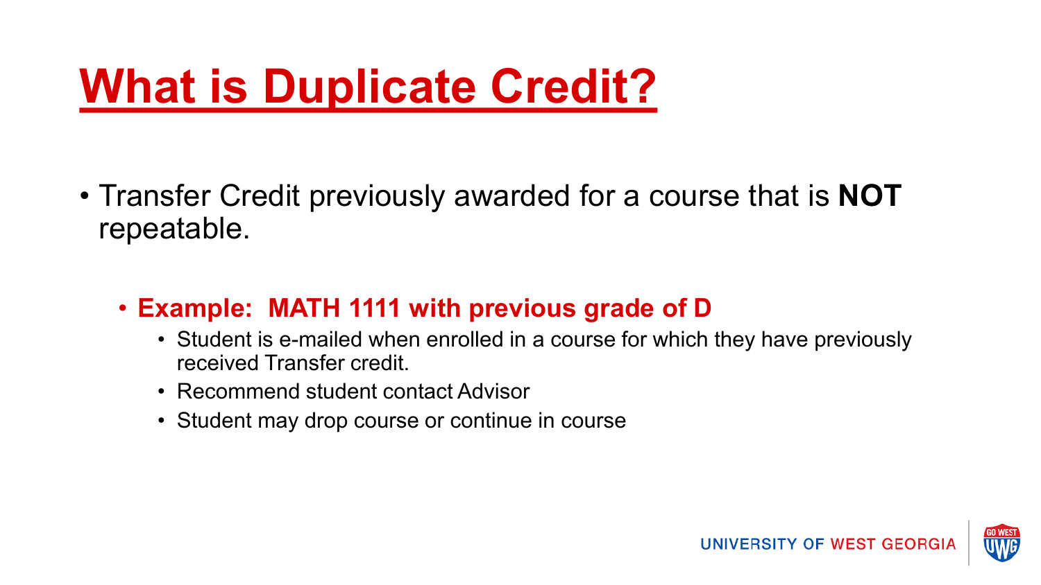# What is Duplicate Credit?

- Transfer Credit previously awarded for a course that is **NOT** repeatable.
  - **Example: MATH 1111 with previous grade of D**
    - Student is e-mailed when enrolled in a course for which they have previously received Transfer credit.
    - Recommend student contact Advisor
    - Student may drop course or continue in course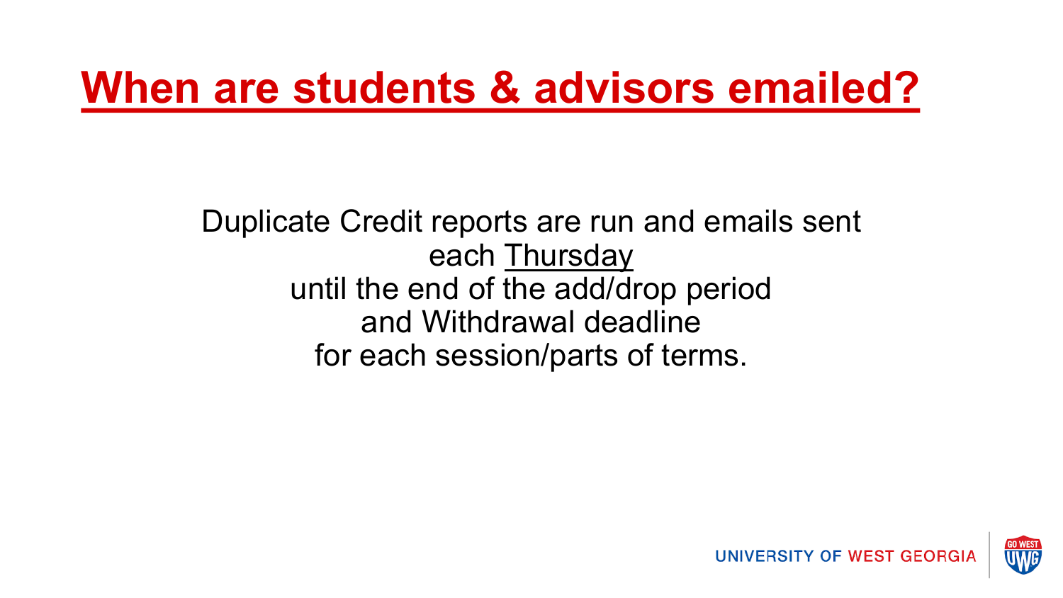# When are students & advisors emailed?

Duplicate Credit reports are run and emails sent each Thursday until the end of the add/drop period and Withdrawal deadline for each session/parts of terms.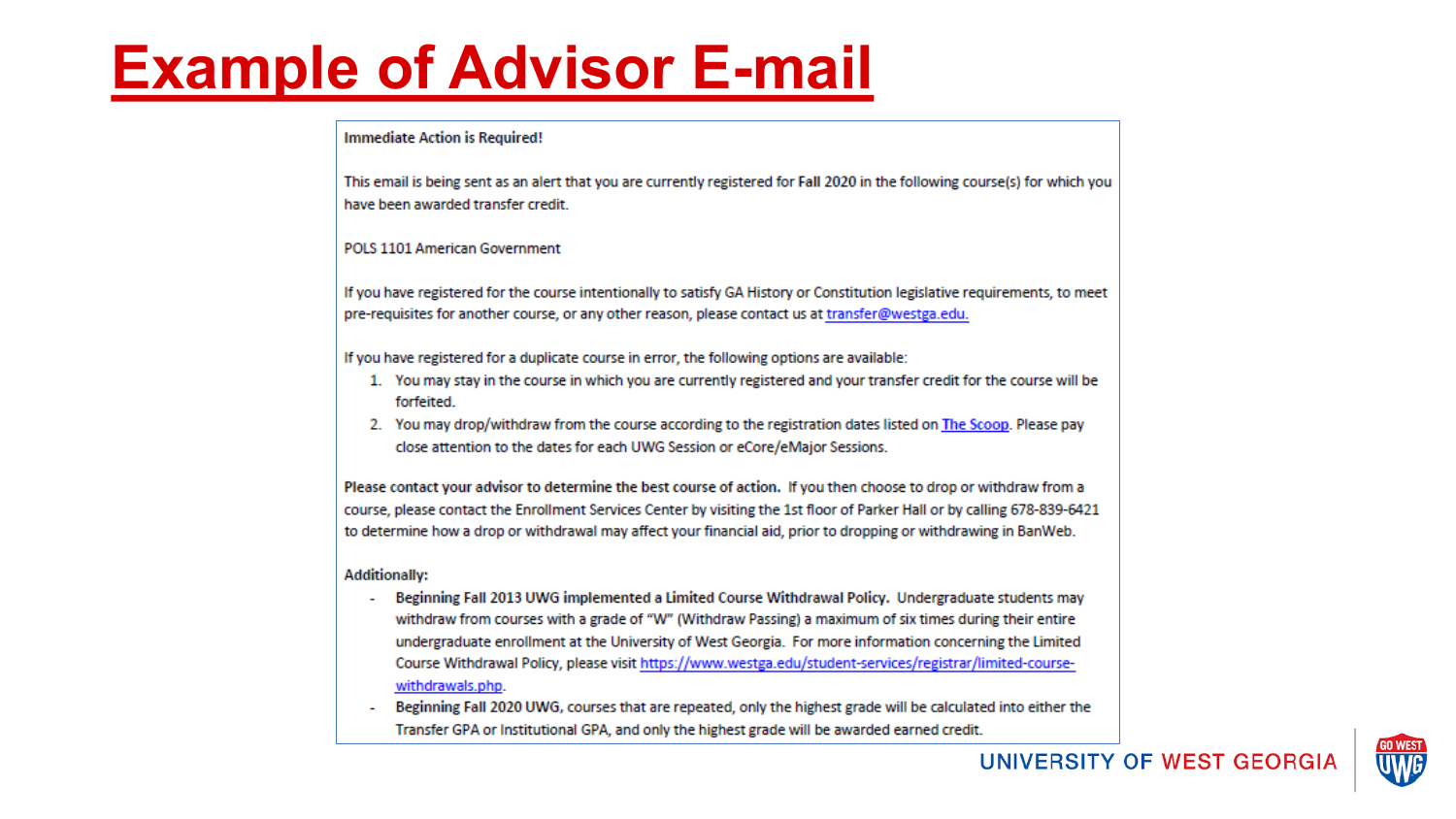# Example of Advisor E-mail

**Immediate Action is Required!**

This email is being sent as an alert that you are currently registered for **Fall 2020** in the following course(s) for which you have been awarded transfer credit.

POLS 1101 American Government

If you have registered for the course intentionally to satisfy GA History or Constitution legislative requirements, to meet pre-requisites for another course, or any other reason, please contact us at transfer@westga.edu.

If you have registered for a duplicate course in error, the following options are available:

1. You may stay in the course in which you are currently registered and your transfer credit for the course will be forfeited.
2. You may drop/withdraw from the course according to the registration dates listed on The Scoop. Please pay close attention to the dates for each UWG Session or eCore/eMajor Sessions.

**Please contact your advisor to determine the best course of action.** If you then choose to drop or withdraw from a course, please contact the Enrollment Services Center by visiting the 1st floor of Parker Hall or by calling 678-839-6421 to determine how a drop or withdrawal may affect your financial aid, prior to dropping or withdrawing in BanWeb.

**Additionally:**

- **Beginning Fall 2013 UWG implemented a Limited Course Withdrawal Policy.** Undergraduate students may withdraw from courses with a grade of "W" (Withdraw Passing) a maximum of six times during their entire undergraduate enrollment at the University of West Georgia. For more information concerning the Limited Course Withdrawal Policy, please visit https://www.westga.edu/student-services/registrar/limited-course-withdrawals.php.
- **Beginning Fall 2020 UWG**, courses that are repeated, only the highest grade will be calculated into either the Transfer GPA or Institutional GPA, and only the highest grade will be awarded earned credit.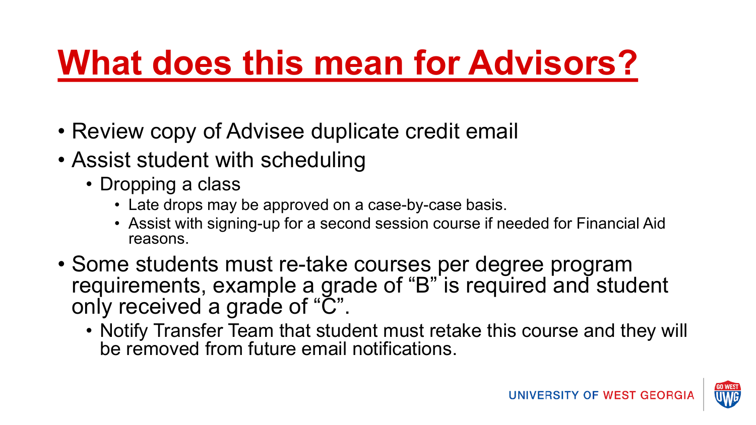# What does this mean for Advisors?

- Review copy of Advisee duplicate credit email
- Assist student with scheduling
  - Dropping a class
    - Late drops may be approved on a case-by-case basis.
    - Assist with signing-up for a second session course if needed for Financial Aid reasons.
- Some students must re-take courses per degree program requirements, example a grade of “B” is required and student only received a grade of “C”.
  - Notify Transfer Team that student must retake this course and they will be removed from future email notifications.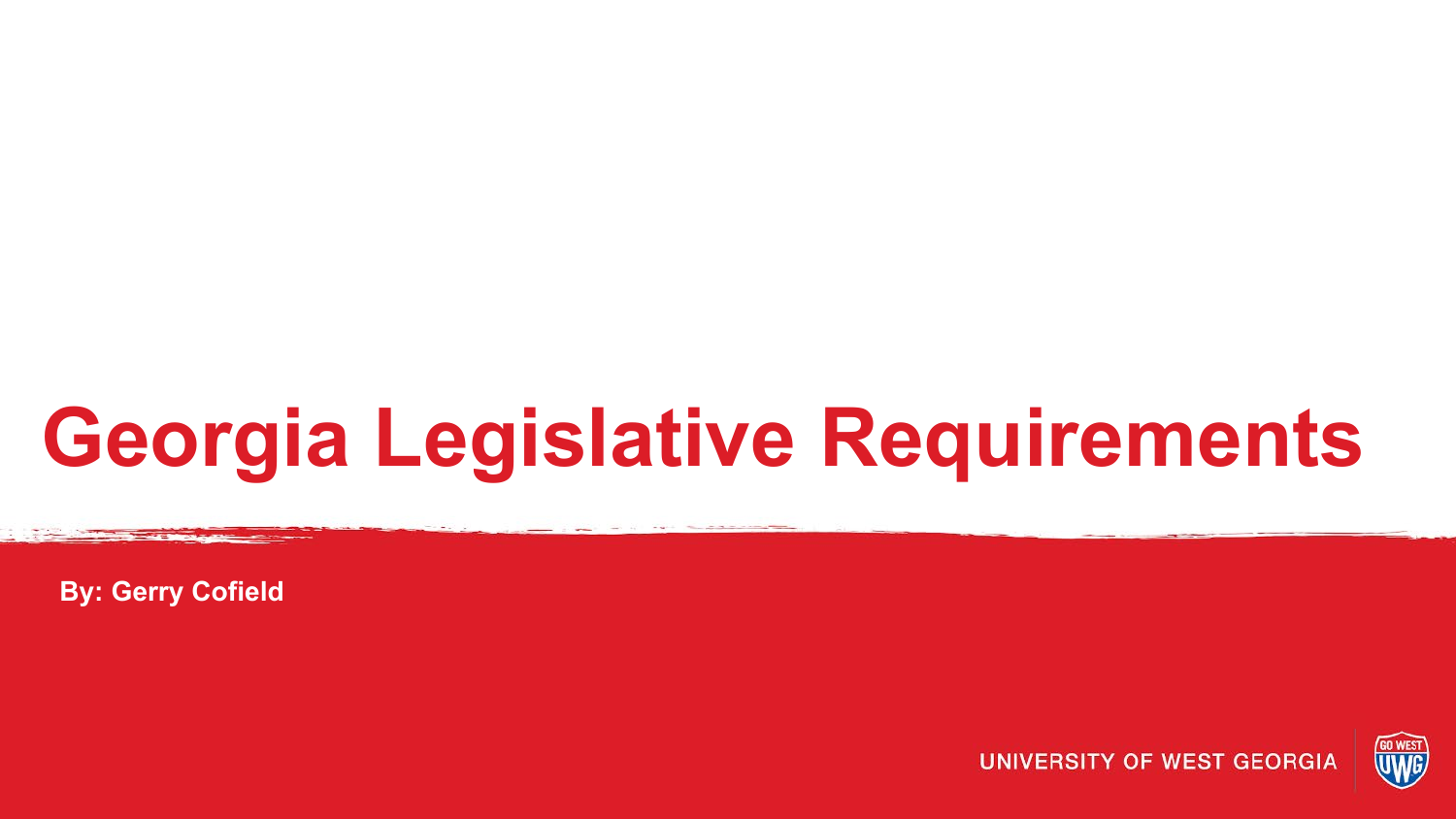# Georgia Legislative Requirements

By: Gerry Cofield

UNIVERSITY OF WEST GEORGIA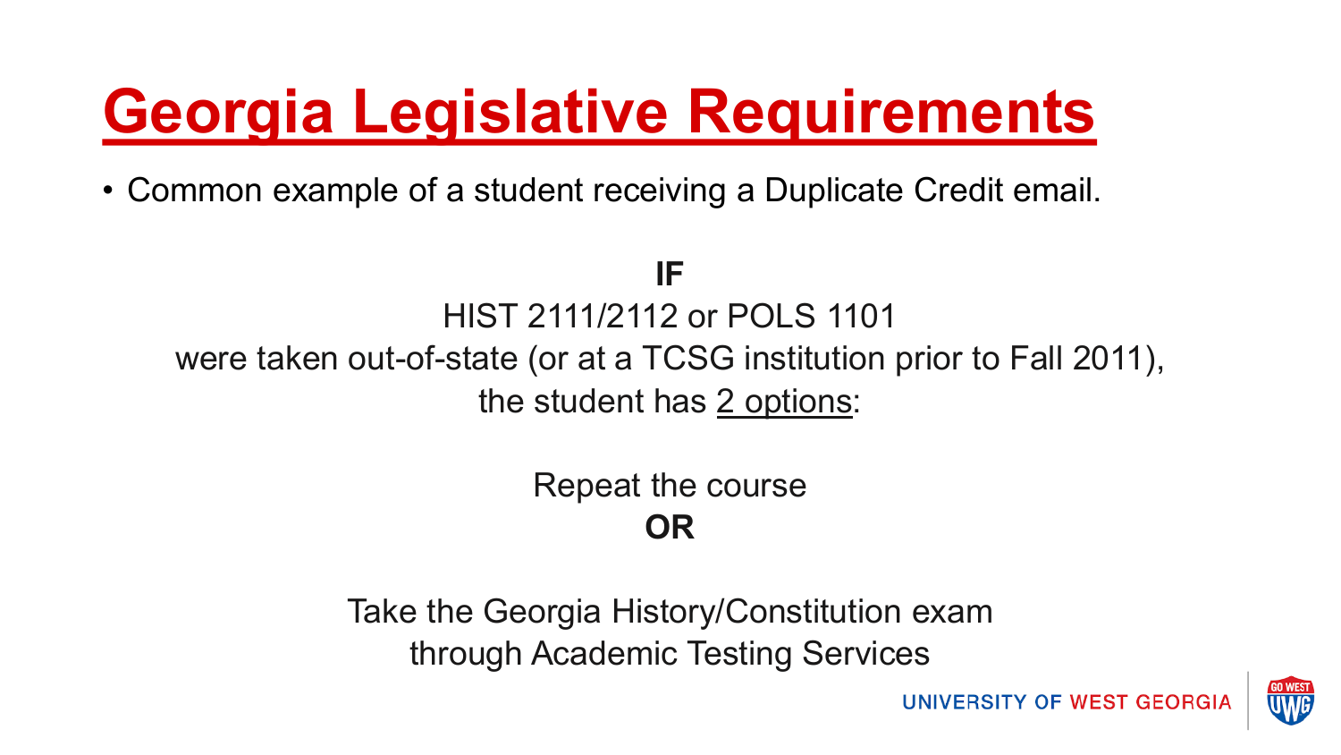# Georgia Legislative Requirements

- Common example of a student receiving a Duplicate Credit email.

**IF**

HIST 2111/2112 or POLS 1101

were taken out-of-state (or at a TCSG institution prior to Fall 2011),

the student has 2 options:

Repeat the course

**OR**

Take the Georgia History/Constitution exam

through Academic Testing Services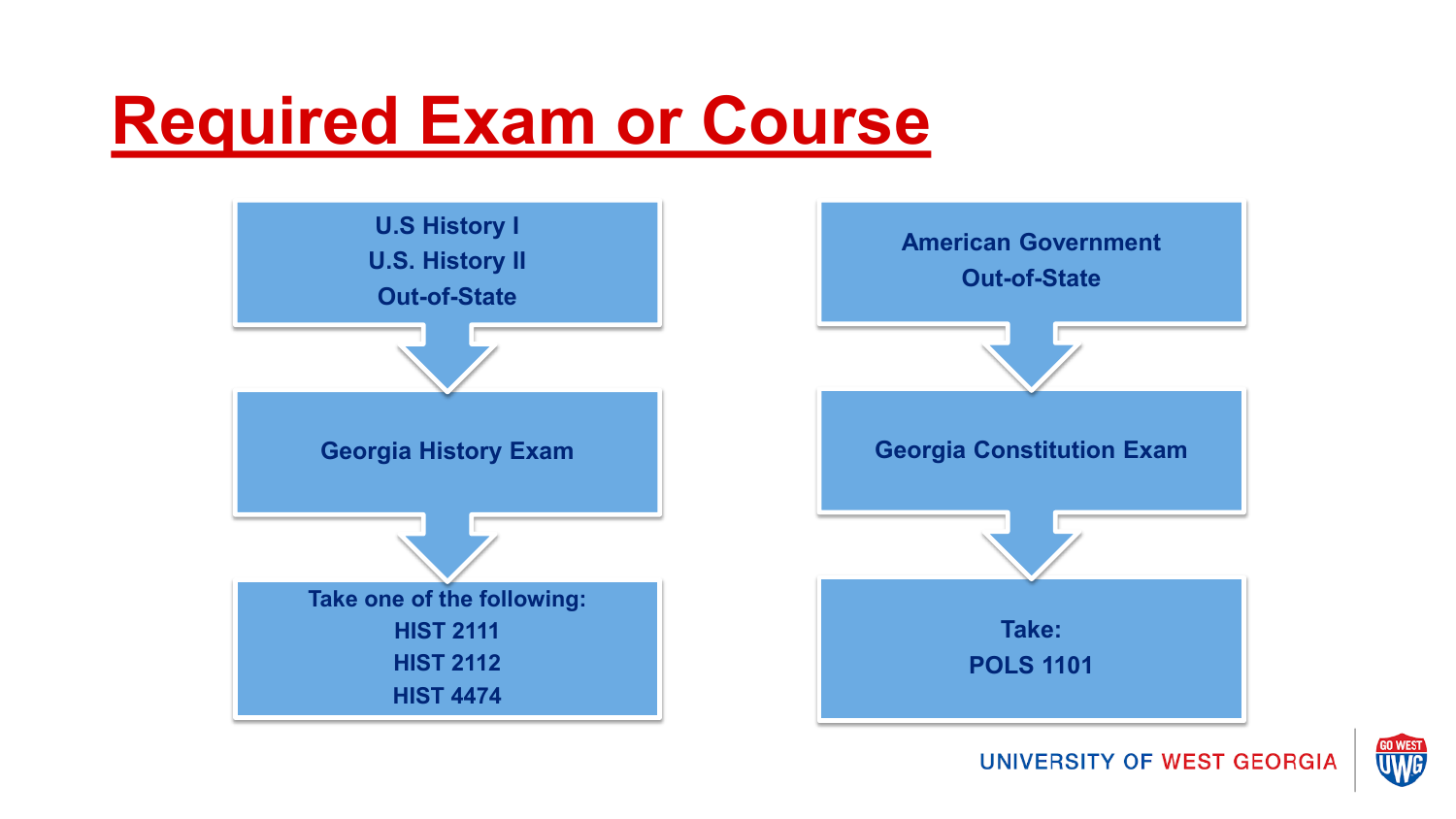# Required Exam or Course

U.S History I
U.S. History II
Out-of-State

↓

Georgia History Exam

↓

Take one of the following:
HIST 2111
HIST 2112
HIST 4474

American Government
Out-of-State

↓

Georgia Constitution Exam

↓

Take:
POLS 1101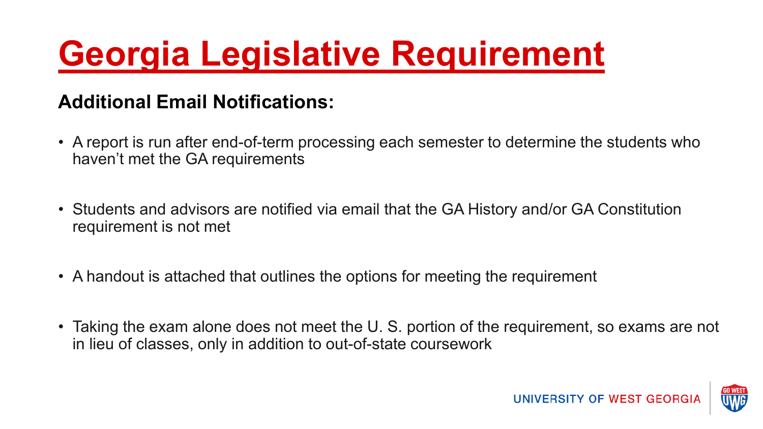# Georgia Legislative Requirement

**Additional Email Notifications:**

- A report is run after end-of-term processing each semester to determine the students who haven't met the GA requirements
- Students and advisors are notified via email that the GA History and/or GA Constitution requirement is not met
- A handout is attached that outlines the options for meeting the requirement
- Taking the exam alone does not meet the U. S. portion of the requirement, so exams are not in lieu of classes, only in addition to out-of-state coursework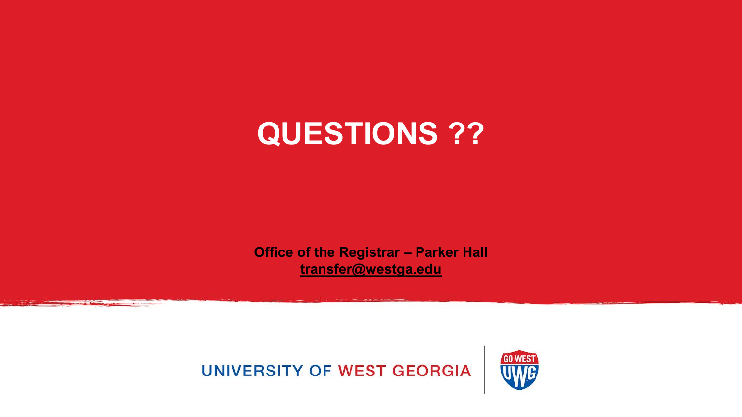# QUESTIONS ??

**Office of the Registrar – Parker Hall**
**transfer@westga.edu**

UNIVERSITY OF WEST GEORGIA